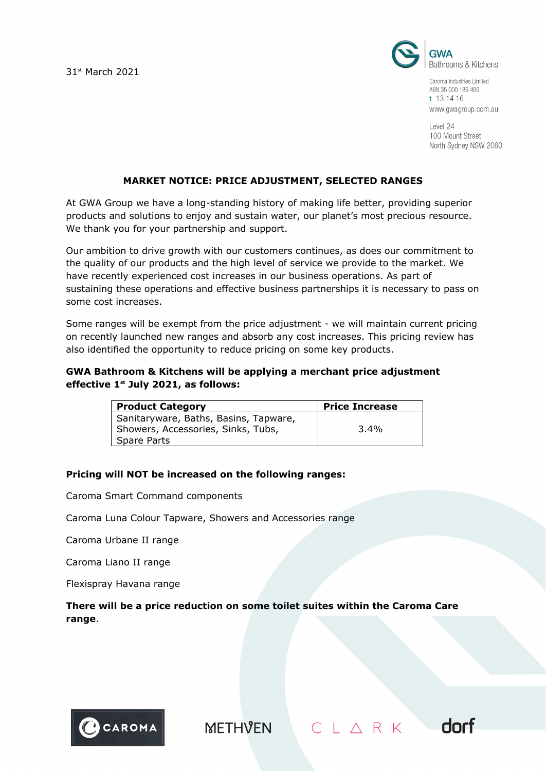31st March 2021

GWA Bathrooms & Kitchens

Caroma Industries Limited
ABN 35 000 189 499
t 13 14 16
www.gwagroup.com.au

Level 24
100 Mount Street
North Sydney NSW 2060

## MARKET NOTICE: PRICE ADJUSTMENT, SELECTED RANGES

At GWA Group we have a long-standing history of making life better, providing superior products and solutions to enjoy and sustain water, our planet's most precious resource. We thank you for your partnership and support.

Our ambition to drive growth with our customers continues, as does our commitment to the quality of our products and the high level of service we provide to the market. We have recently experienced cost increases in our business operations. As part of sustaining these operations and effective business partnerships it is necessary to pass on some cost increases.

Some ranges will be exempt from the price adjustment - we will maintain current pricing on recently launched new ranges and absorb any cost increases. This pricing review has also identified the opportunity to reduce pricing on some key products.

**GWA Bathroom & Kitchens will be applying a merchant price adjustment effective 1st July 2021, as follows:**

| Product Category | Price Increase |
|---|---|
| Sanitaryware, Baths, Basins, Tapware, Showers, Accessories, Sinks, Tubs, Spare Parts | 3.4% |

**Pricing will NOT be increased on the following ranges:**

Caroma Smart Command components

Caroma Luna Colour Tapware, Showers and Accessories range

Caroma Urbane II range

Caroma Liano II range

Flexispray Havana range

**There will be a price reduction on some toilet suites within the Caroma Care range**.

CAROMA METHVEN CLARK dorf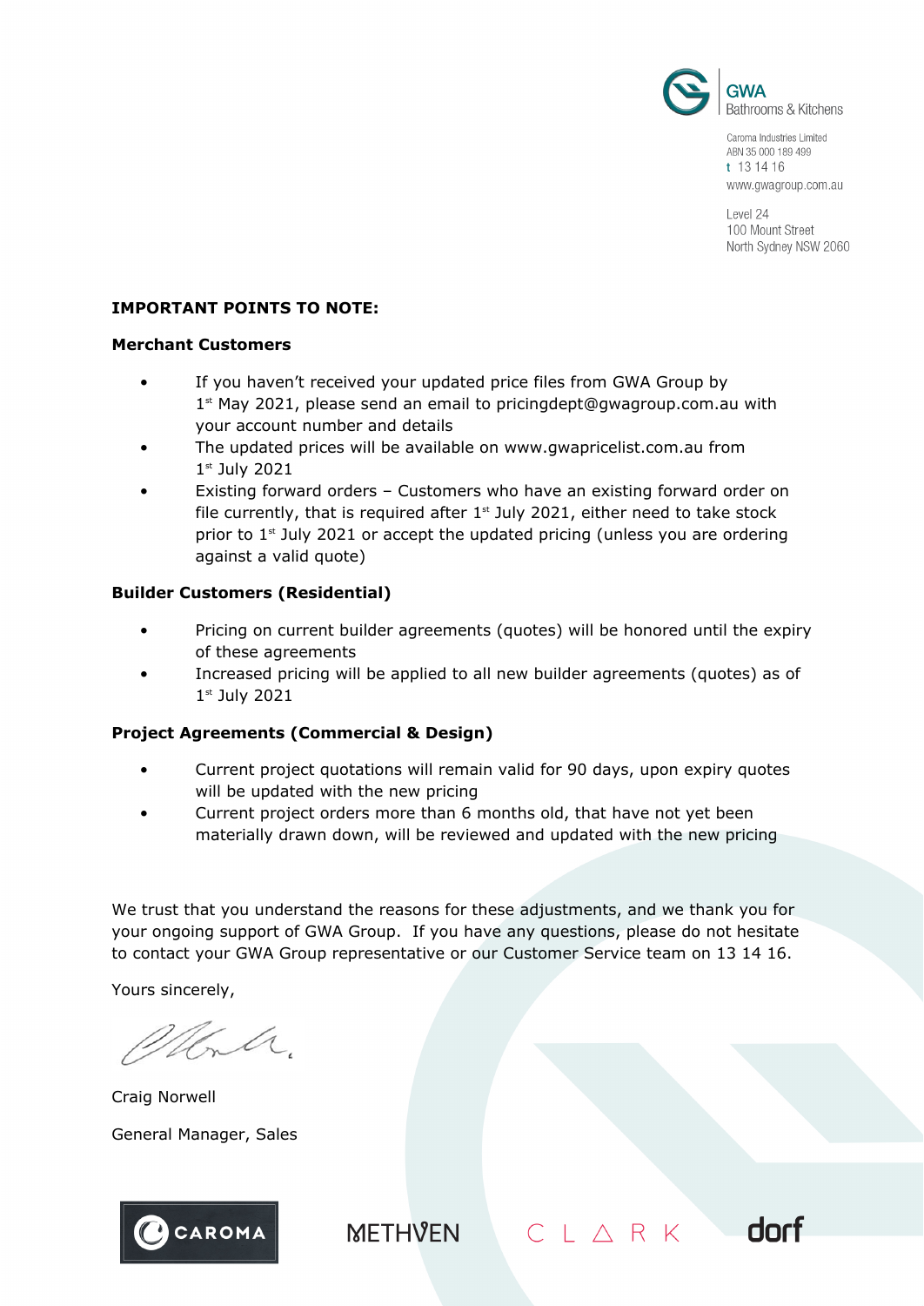GWA Bathrooms & Kitchens

Caroma Industries Limited
ABN 35 000 189 499
t 13 14 16
www.gwagroup.com.au

Level 24
100 Mount Street
North Sydney NSW 2060

**IMPORTANT POINTS TO NOTE:**

**Merchant Customers**

- If you haven't received your updated price files from GWA Group by 1st May 2021, please send an email to pricingdept@gwagroup.com.au with your account number and details
- The updated prices will be available on www.gwapricelist.com.au from 1st July 2021
- Existing forward orders – Customers who have an existing forward order on file currently, that is required after 1st July 2021, either need to take stock prior to 1st July 2021 or accept the updated pricing (unless you are ordering against a valid quote)

**Builder Customers (Residential)**

- Pricing on current builder agreements (quotes) will be honored until the expiry of these agreements
- Increased pricing will be applied to all new builder agreements (quotes) as of 1st July 2021

**Project Agreements (Commercial & Design)**

- Current project quotations will remain valid for 90 days, upon expiry quotes will be updated with the new pricing
- Current project orders more than 6 months old, that have not yet been materially drawn down, will be reviewed and updated with the new pricing

We trust that you understand the reasons for these adjustments, and we thank you for your ongoing support of GWA Group. If you have any questions, please do not hesitate to contact your GWA Group representative or our Customer Service team on 13 14 16.

Yours sincerely,

Craig Norwell

General Manager, Sales

CAROMA METHVEN CLARK dorf